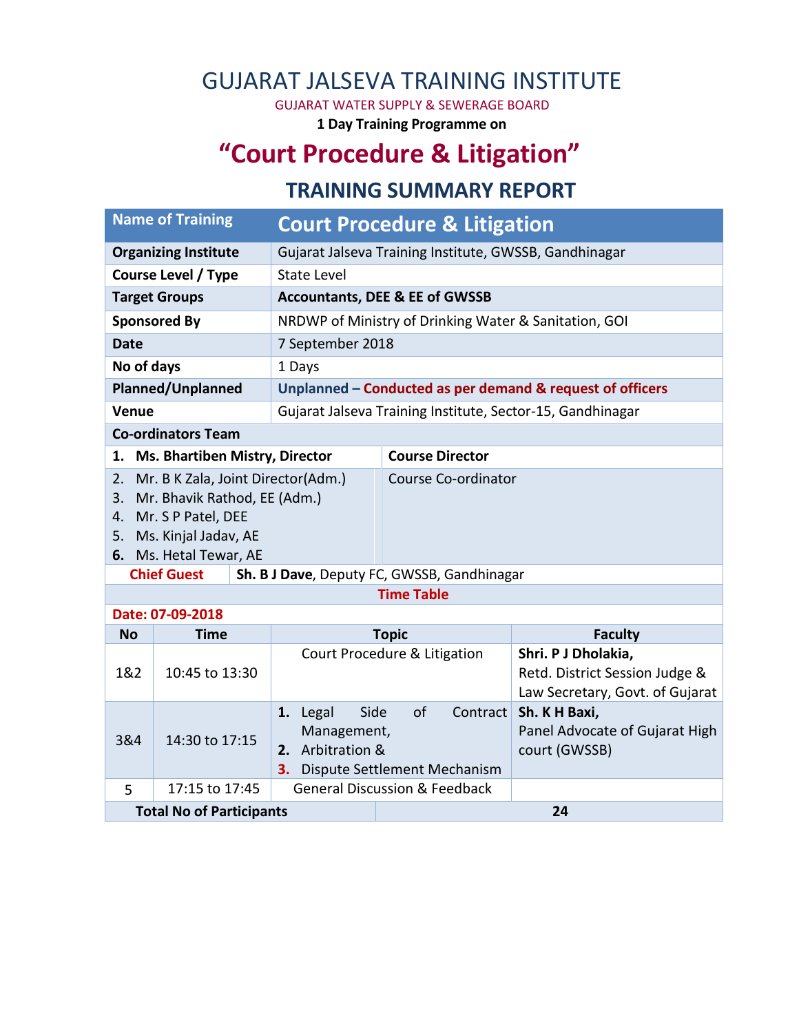# GUJARAT JALSEVA TRAINING INSTITUTE

GUJARAT WATER SUPPLY & SEWERAGE BOARD

**1 Day Training Programme on**

# "Court Procedure & Litigation"

## TRAINING SUMMARY REPORT

| Name of Training | Court Procedure & Litigation |
|---|---|
| **Organizing Institute** | Gujarat Jalseva Training Institute, GWSSB, Gandhinagar |
| **Course Level / Type** | State Level |
| **Target Groups** | **Accountants, DEE & EE of GWSSB** |
| **Sponsored By** | NRDWP of Ministry of Drinking Water & Sanitation, GOI |
| **Date** | 7 September 2018 |
| **No of days** | 1 Days |
| **Planned/Unplanned** | **Unplanned – Conducted as per demand & request of officers** |
| **Venue** | Gujarat Jalseva Training Institute, Sector-15, Gandhinagar |

**Co-ordinators Team**

| Name | Role |
|---|---|
| 1. **Ms. Bhartiben Mistry, Director** | **Course Director** |
| 2. Mr. B K Zala, Joint Director(Adm.)<br>3. Mr. Bhavik Rathod, EE (Adm.)<br>4. Mr. S P Patel, DEE<br>5. Ms. Kinjal Jadav, AE<br>6. Ms. Hetal Tewar, AE | Course Co-ordinator |

**Chief Guest:** **Sh. B J Dave**, Deputy FC, GWSSB, Gandhinagar

**Time Table**

**Date: 07-09-2018**

| No | Time | Topic | Faculty |
|---|---|---|---|
| 1&2 | 10:45 to 13:30 | Court Procedure & Litigation | **Shri. P J Dholakia,** Retd. District Session Judge & Law Secretary, Govt. of Gujarat |
| 3&4 | 14:30 to 17:15 | 1. Legal Side of Contract Management, 2. Arbitration & 3. Dispute Settlement Mechanism | **Sh. K H Baxi,** Panel Advocate of Gujarat High court (GWSSB) |
| 5 | 17:15 to 17:45 | General Discussion & Feedback | |

| **Total No of Participants** | **24** |
|---|---|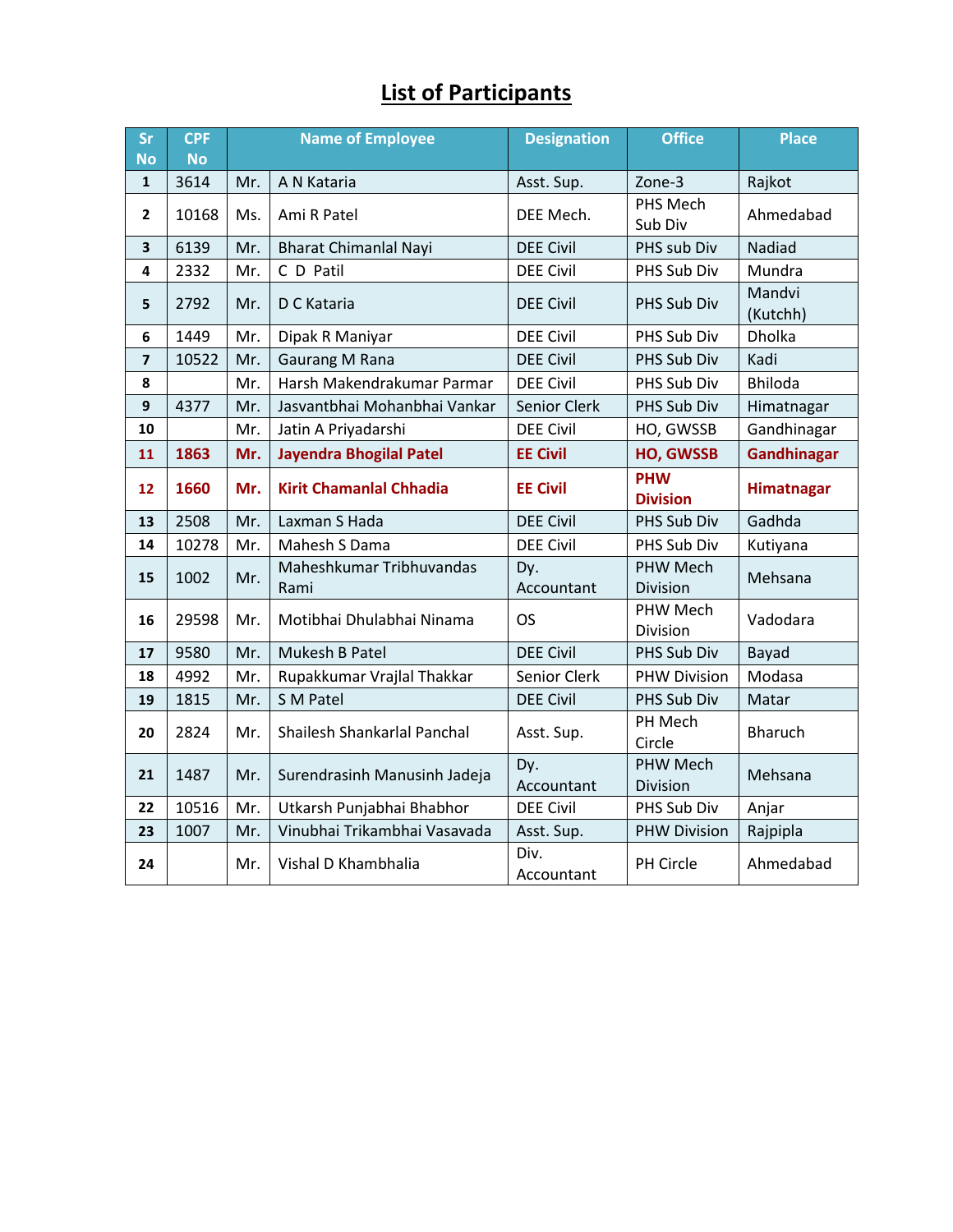# List of Participants

| Sr No | CPF No | | Name of Employee | Designation | Office | Place |
|---|---|---|---|---|---|---|
| 1 | 3614 | Mr. | A N Kataria | Asst. Sup. | Zone-3 | Rajkot |
| 2 | 10168 | Ms. | Ami R Patel | DEE Mech. | PHS Mech Sub Div | Ahmedabad |
| 3 | 6139 | Mr. | Bharat Chimanlal Nayi | DEE Civil | PHS sub Div | Nadiad |
| 4 | 2332 | Mr. | C D Patil | DEE Civil | PHS Sub Div | Mundra |
| 5 | 2792 | Mr. | D C Kataria | DEE Civil | PHS Sub Div | Mandvi (Kutchh) |
| 6 | 1449 | Mr. | Dipak R Maniyar | DEE Civil | PHS Sub Div | Dholka |
| 7 | 10522 | Mr. | Gaurang M Rana | DEE Civil | PHS Sub Div | Kadi |
| 8 | | Mr. | Harsh Makendrakumar Parmar | DEE Civil | PHS Sub Div | Bhiloda |
| 9 | 4377 | Mr. | Jasvantbhai Mohanbhai Vankar | Senior Clerk | PHS Sub Div | Himatnagar |
| 10 | | Mr. | Jatin A Priyadarshi | DEE Civil | HO, GWSSB | Gandhinagar |
| **11** | **1863** | **Mr.** | **Jayendra Bhogilal Patel** | **EE Civil** | **HO, GWSSB** | **Gandhinagar** |
| **12** | **1660** | **Mr.** | **Kirit Chamanlal Chhadia** | **EE Civil** | **PHW Division** | **Himatnagar** |
| 13 | 2508 | Mr. | Laxman S Hada | DEE Civil | PHS Sub Div | Gadhda |
| 14 | 10278 | Mr. | Mahesh S Dama | DEE Civil | PHS Sub Div | Kutiyana |
| 15 | 1002 | Mr. | Maheshkumar Tribhuvandas Rami | Dy. Accountant | PHW Mech Division | Mehsana |
| 16 | 29598 | Mr. | Motibhai Dhulabhai Ninama | OS | PHW Mech Division | Vadodara |
| 17 | 9580 | Mr. | Mukesh B Patel | DEE Civil | PHS Sub Div | Bayad |
| 18 | 4992 | Mr. | Rupakkumar Vrajlal Thakkar | Senior Clerk | PHW Division | Modasa |
| 19 | 1815 | Mr. | S M Patel | DEE Civil | PHS Sub Div | Matar |
| 20 | 2824 | Mr. | Shailesh Shankarlal Panchal | Asst. Sup. | PH Mech Circle | Bharuch |
| 21 | 1487 | Mr. | Surendrasinh Manusinh Jadeja | Dy. Accountant | PHW Mech Division | Mehsana |
| 22 | 10516 | Mr. | Utkarsh Punjabhai Bhabhor | DEE Civil | PHS Sub Div | Anjar |
| 23 | 1007 | Mr. | Vinubhai Trikambhai Vasavada | Asst. Sup. | PHW Division | Rajpipla |
| 24 | | Mr. | Vishal D Khambhalia | Div. Accountant | PH Circle | Ahmedabad |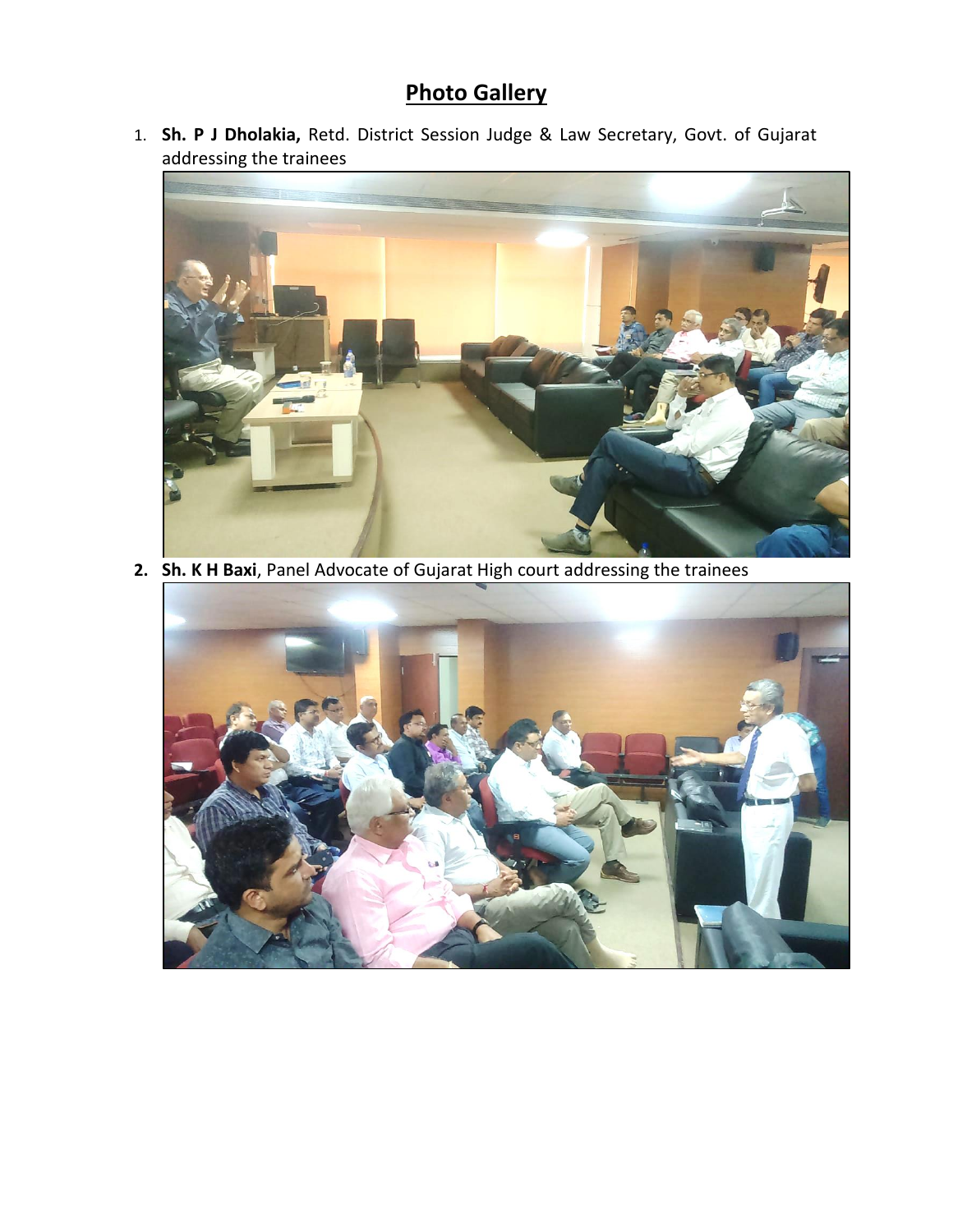# Photo Gallery

1. **Sh. P J Dholakia,** Retd. District Session Judge & Law Secretary, Govt. of Gujarat addressing the trainees

2. **Sh. K H Baxi**, Panel Advocate of Gujarat High court addressing the trainees